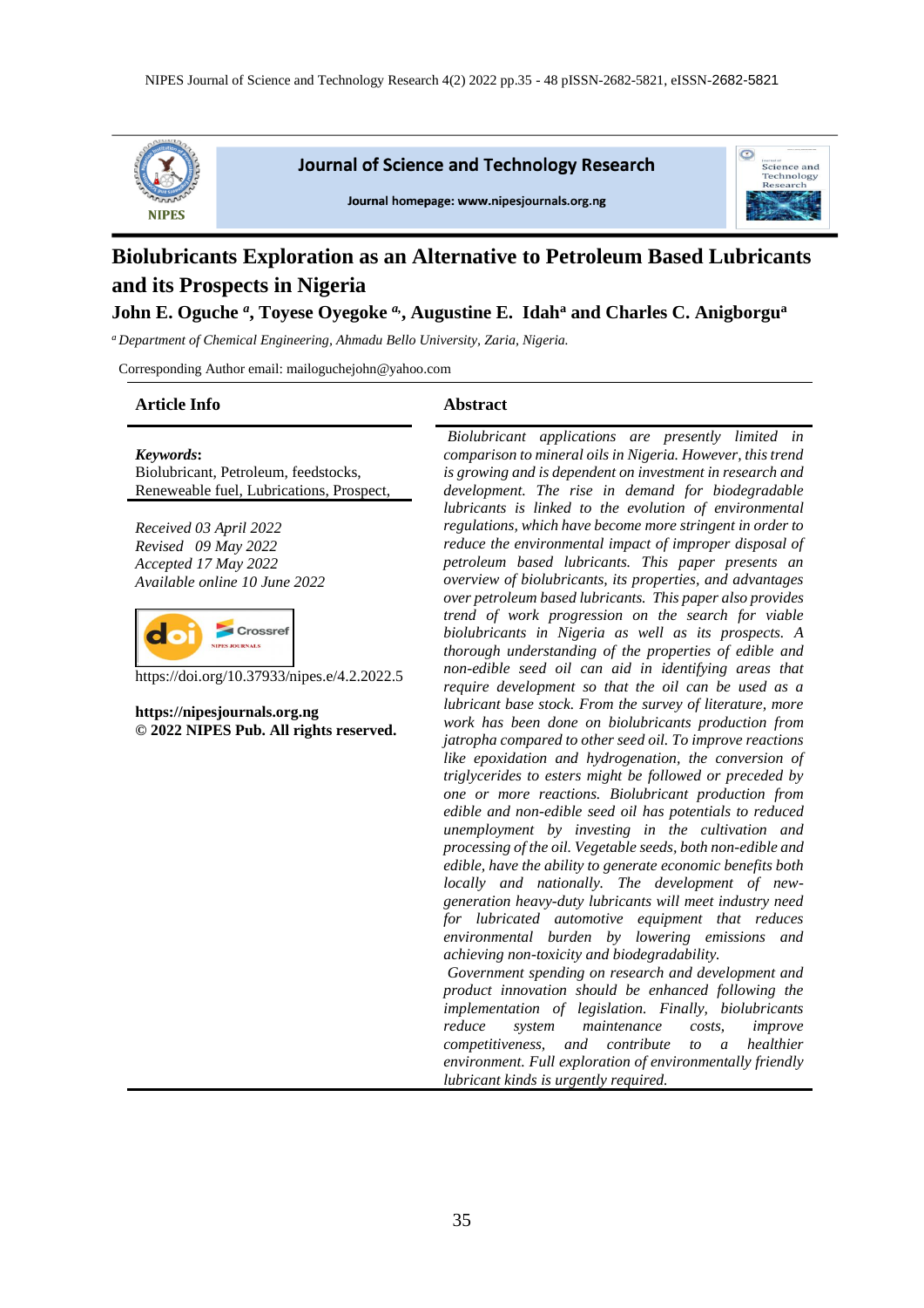# Biolubricants Exploration as an Alternative to Petroleum Based Lubricants and its Prospects in Nigeria

**John E. Oguche [a], Toyese Oyegoke [a], Augustine E. Idah[a] and Charles C. Anigborgu[a]**

[a] *Department of Chemical Engineering, Ahmadu Bello University, Zaria, Nigeria.*

Corresponding Author email: mailoguchejohn@yahoo.com

## Article Info

***Keywords*:**
Biolubricant, Petroleum, feedstocks, Reneweable fuel, Lubrications, Prospect,

*Received 03 April 2022*
*Revised 09 May 2022*
*Accepted 17 May 2022*
*Available online 10 June 2022*

https://doi.org/10.37933/nipes.e/4.2.2022.5

**https://nipesjournals.org.ng**
**© 2022 NIPES Pub. All rights reserved.**

## Abstract

*Biolubricant applications are presently limited in comparison to mineral oils in Nigeria. However, this trend is growing and is dependent on investment in research and development. The rise in demand for biodegradable lubricants is linked to the evolution of environmental regulations, which have become more stringent in order to reduce the environmental impact of improper disposal of petroleum based lubricants. This paper presents an overview of biolubricants, its properties, and advantages over petroleum based lubricants. This paper also provides trend of work progression on the search for viable biolubricants in Nigeria as well as its prospects. A thorough understanding of the properties of edible and non-edible seed oil can aid in identifying areas that require development so that the oil can be used as a lubricant base stock. From the survey of literature, more work has been done on biolubricants production from jatropha compared to other seed oil. To improve reactions like epoxidation and hydrogenation, the conversion of triglycerides to esters might be followed or preceded by one or more reactions. Biolubricant production from edible and non-edible seed oil has potentials to reduced unemployment by investing in the cultivation and processing of the oil. Vegetable seeds, both non-edible and edible, have the ability to generate economic benefits both locally and nationally. The development of new-generation heavy-duty lubricants will meet industry need for lubricated automotive equipment that reduces environmental burden by lowering emissions and achieving non-toxicity and biodegradability.*

*Government spending on research and development and product innovation should be enhanced following the implementation of legislation. Finally, biolubricants reduce system maintenance costs, improve competitiveness, and contribute to a healthier environment. Full exploration of environmentally friendly lubricant kinds is urgently required.*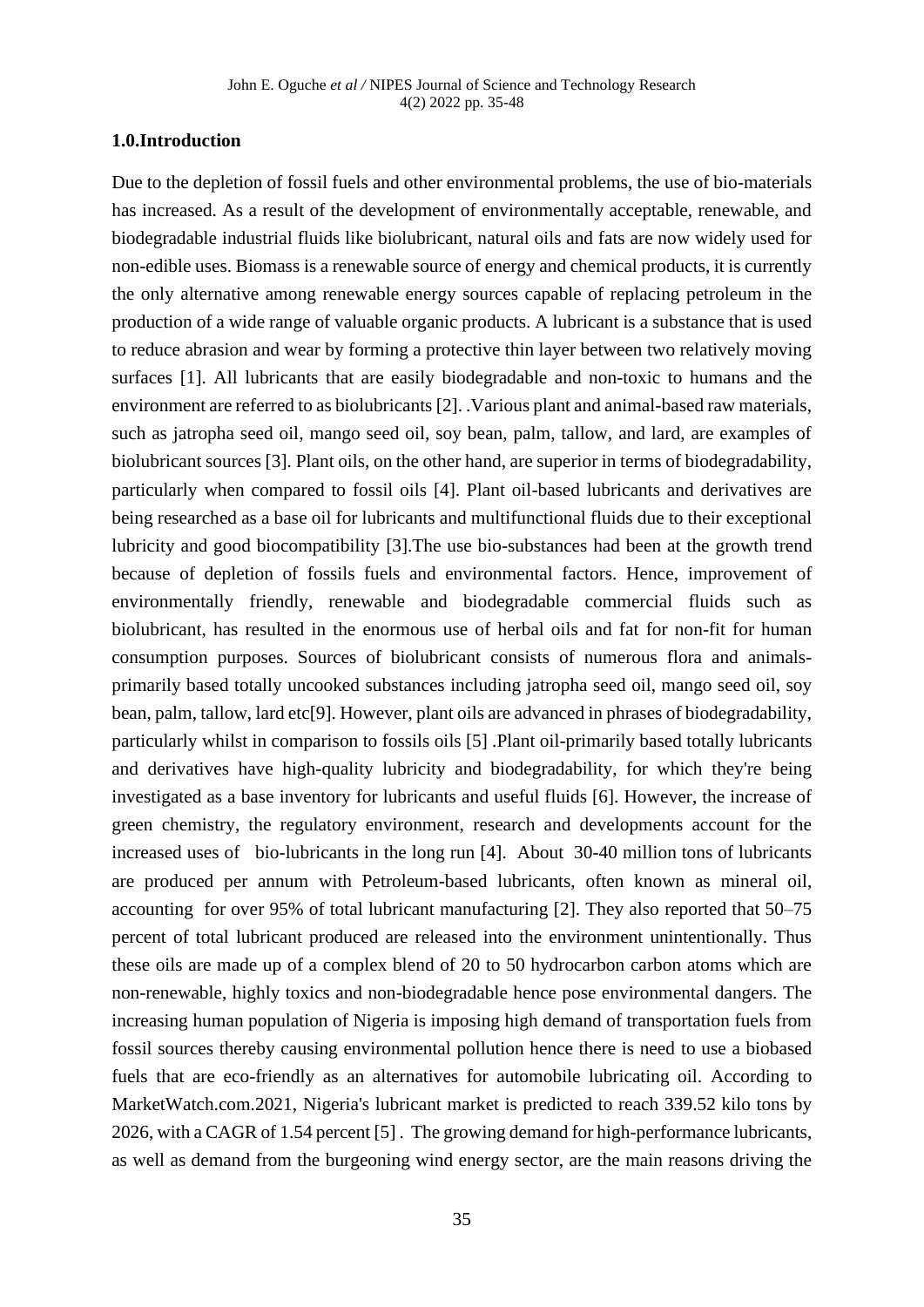## 1.0.Introduction

Due to the depletion of fossil fuels and other environmental problems, the use of bio-materials has increased. As a result of the development of environmentally acceptable, renewable, and biodegradable industrial fluids like biolubricant, natural oils and fats are now widely used for non-edible uses. Biomass is a renewable source of energy and chemical products, it is currently the only alternative among renewable energy sources capable of replacing petroleum in the production of a wide range of valuable organic products. A lubricant is a substance that is used to reduce abrasion and wear by forming a protective thin layer between two relatively moving surfaces [1]. All lubricants that are easily biodegradable and non-toxic to humans and the environment are referred to as biolubricants [2]. .Various plant and animal-based raw materials, such as jatropha seed oil, mango seed oil, soy bean, palm, tallow, and lard, are examples of biolubricant sources [3]. Plant oils, on the other hand, are superior in terms of biodegradability, particularly when compared to fossil oils [4]. Plant oil-based lubricants and derivatives are being researched as a base oil for lubricants and multifunctional fluids due to their exceptional lubricity and good biocompatibility [3].The use bio-substances had been at the growth trend because of depletion of fossils fuels and environmental factors. Hence, improvement of environmentally friendly, renewable and biodegradable commercial fluids such as biolubricant, has resulted in the enormous use of herbal oils and fat for non-fit for human consumption purposes. Sources of biolubricant consists of numerous flora and animals-primarily based totally uncooked substances including jatropha seed oil, mango seed oil, soy bean, palm, tallow, lard etc[9]. However, plant oils are advanced in phrases of biodegradability, particularly whilst in comparison to fossils oils [5] .Plant oil-primarily based totally lubricants and derivatives have high-quality lubricity and biodegradability, for which they're being investigated as a base inventory for lubricants and useful fluids [6]. However, the increase of green chemistry, the regulatory environment, research and developments account for the increased uses of bio-lubricants in the long run [4]. About 30-40 million tons of lubricants are produced per annum with Petroleum-based lubricants, often known as mineral oil, accounting for over 95% of total lubricant manufacturing [2]. They also reported that 50–75 percent of total lubricant produced are released into the environment unintentionally. Thus these oils are made up of a complex blend of 20 to 50 hydrocarbon carbon atoms which are non-renewable, highly toxics and non-biodegradable hence pose environmental dangers. The increasing human population of Nigeria is imposing high demand of transportation fuels from fossil sources thereby causing environmental pollution hence there is need to use a biobased fuels that are eco-friendly as an alternatives for automobile lubricating oil. According to MarketWatch.com.2021, Nigeria's lubricant market is predicted to reach 339.52 kilo tons by 2026, with a CAGR of 1.54 percent [5] . The growing demand for high-performance lubricants, as well as demand from the burgeoning wind energy sector, are the main reasons driving the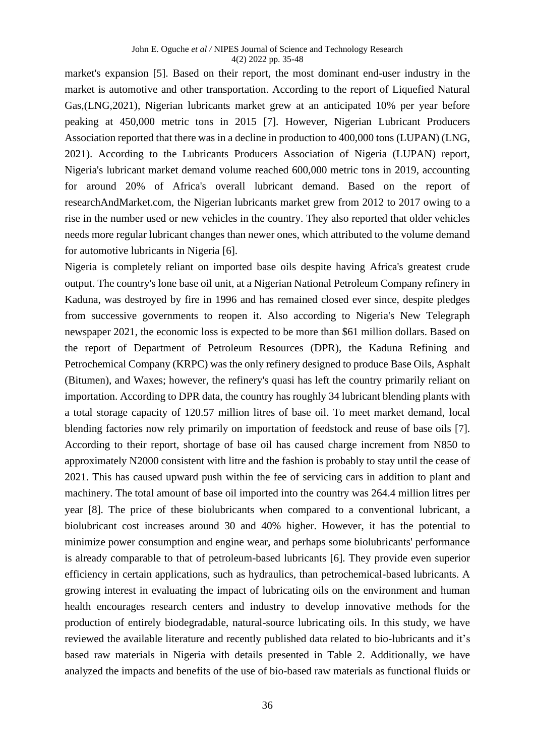market's expansion [5]. Based on their report, the most dominant end-user industry in the market is automotive and other transportation. According to the report of Liquefied Natural Gas,(LNG,2021), Nigerian lubricants market grew at an anticipated 10% per year before peaking at 450,000 metric tons in 2015 [7]. However, Nigerian Lubricant Producers Association reported that there was in a decline in production to 400,000 tons (LUPAN) (LNG, 2021). According to the Lubricants Producers Association of Nigeria (LUPAN) report, Nigeria's lubricant market demand volume reached 600,000 metric tons in 2019, accounting for around 20% of Africa's overall lubricant demand. Based on the report of researchAndMarket.com, the Nigerian lubricants market grew from 2012 to 2017 owing to a rise in the number used or new vehicles in the country. They also reported that older vehicles needs more regular lubricant changes than newer ones, which attributed to the volume demand for automotive lubricants in Nigeria [6].

Nigeria is completely reliant on imported base oils despite having Africa's greatest crude output. The country's lone base oil unit, at a Nigerian National Petroleum Company refinery in Kaduna, was destroyed by fire in 1996 and has remained closed ever since, despite pledges from successive governments to reopen it. Also according to Nigeria's New Telegraph newspaper 2021, the economic loss is expected to be more than $61 million dollars. Based on the report of Department of Petroleum Resources (DPR), the Kaduna Refining and Petrochemical Company (KRPC) was the only refinery designed to produce Base Oils, Asphalt (Bitumen), and Waxes; however, the refinery's quasi has left the country primarily reliant on importation. According to DPR data, the country has roughly 34 lubricant blending plants with a total storage capacity of 120.57 million litres of base oil. To meet market demand, local blending factories now rely primarily on importation of feedstock and reuse of base oils [7]. According to their report, shortage of base oil has caused charge increment from N850 to approximately N2000 consistent with litre and the fashion is probably to stay until the cease of 2021. This has caused upward push within the fee of servicing cars in addition to plant and machinery. The total amount of base oil imported into the country was 264.4 million litres per year [8]. The price of these biolubricants when compared to a conventional lubricant, a biolubricant cost increases around 30 and 40% higher. However, it has the potential to minimize power consumption and engine wear, and perhaps some biolubricants' performance is already comparable to that of petroleum-based lubricants [6]. They provide even superior efficiency in certain applications, such as hydraulics, than petrochemical-based lubricants. A growing interest in evaluating the impact of lubricating oils on the environment and human health encourages research centers and industry to develop innovative methods for the production of entirely biodegradable, natural-source lubricating oils. In this study, we have reviewed the available literature and recently published data related to bio-lubricants and it's based raw materials in Nigeria with details presented in Table 2. Additionally, we have analyzed the impacts and benefits of the use of bio-based raw materials as functional fluids or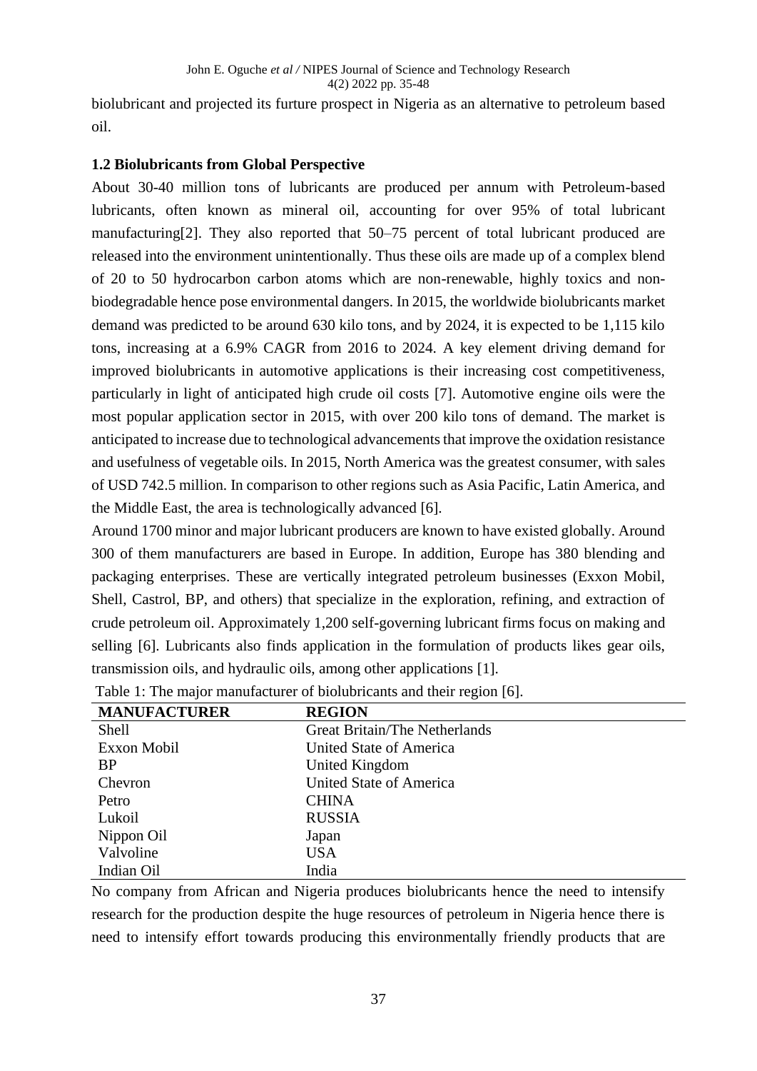biolubricant and projected its furture prospect in Nigeria as an alternative to petroleum based oil.

### 1.2 Biolubricants from Global Perspective

About 30-40 million tons of lubricants are produced per annum with Petroleum-based lubricants, often known as mineral oil, accounting for over 95% of total lubricant manufacturing[2]. They also reported that 50–75 percent of total lubricant produced are released into the environment unintentionally. Thus these oils are made up of a complex blend of 20 to 50 hydrocarbon carbon atoms which are non-renewable, highly toxics and non-biodegradable hence pose environmental dangers. In 2015, the worldwide biolubricants market demand was predicted to be around 630 kilo tons, and by 2024, it is expected to be 1,115 kilo tons, increasing at a 6.9% CAGR from 2016 to 2024. A key element driving demand for improved biolubricants in automotive applications is their increasing cost competitiveness, particularly in light of anticipated high crude oil costs [7]. Automotive engine oils were the most popular application sector in 2015, with over 200 kilo tons of demand. The market is anticipated to increase due to technological advancements that improve the oxidation resistance and usefulness of vegetable oils. In 2015, North America was the greatest consumer, with sales of USD 742.5 million. In comparison to other regions such as Asia Pacific, Latin America, and the Middle East, the area is technologically advanced [6].

Around 1700 minor and major lubricant producers are known to have existed globally. Around 300 of them manufacturers are based in Europe. In addition, Europe has 380 blending and packaging enterprises. These are vertically integrated petroleum businesses (Exxon Mobil, Shell, Castrol, BP, and others) that specialize in the exploration, refining, and extraction of crude petroleum oil. Approximately 1,200 self-governing lubricant firms focus on making and selling [6]. Lubricants also finds application in the formulation of products likes gear oils, transmission oils, and hydraulic oils, among other applications [1].

Table 1: The major manufacturer of biolubricants and their region [6].

| MANUFACTURER | REGION |
|---|---|
| Shell | Great Britain/The Netherlands |
| Exxon Mobil | United State of America |
| BP | United Kingdom |
| Chevron | United State of America |
| Petro | CHINA |
| Lukoil | RUSSIA |
| Nippon Oil | Japan |
| Valvoline | USA |
| Indian Oil | India |

No company from African and Nigeria produces biolubricants hence the need to intensify research for the production despite the huge resources of petroleum in Nigeria hence there is need to intensify effort towards producing this environmentally friendly products that are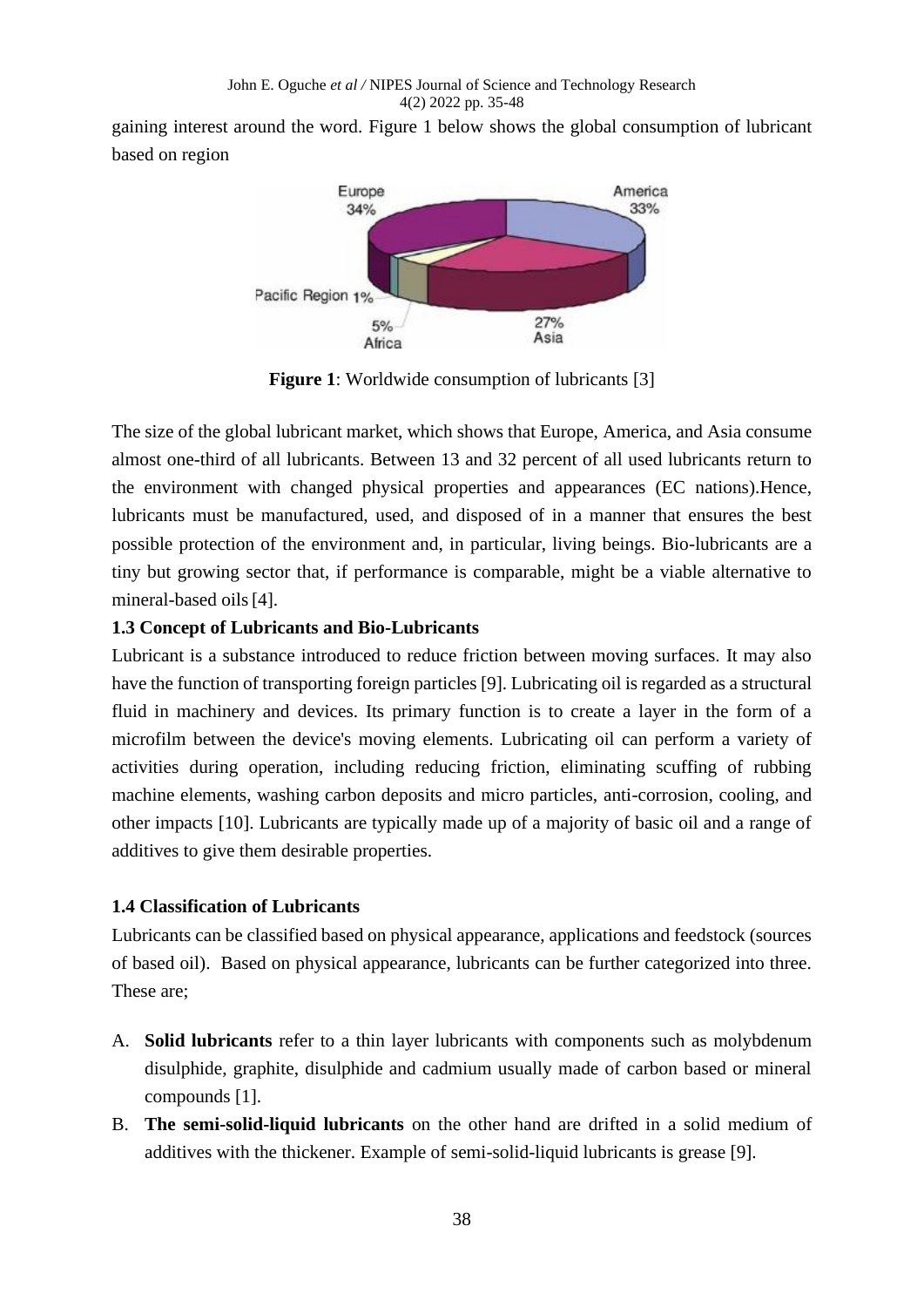gaining interest around the word. Figure 1 below shows the global consumption of lubricant based on region

**Figure 1**: Worldwide consumption of lubricants [3]

The size of the global lubricant market, which shows that Europe, America, and Asia consume almost one-third of all lubricants. Between 13 and 32 percent of all used lubricants return to the environment with changed physical properties and appearances (EC nations).Hence, lubricants must be manufactured, used, and disposed of in a manner that ensures the best possible protection of the environment and, in particular, living beings. Bio-lubricants are a tiny but growing sector that, if performance is comparable, might be a viable alternative to mineral-based oils [4].

### 1.3 Concept of Lubricants and Bio-Lubricants

Lubricant is a substance introduced to reduce friction between moving surfaces. It may also have the function of transporting foreign particles [9]. Lubricating oil is regarded as a structural fluid in machinery and devices. Its primary function is to create a layer in the form of a microfilm between the device's moving elements. Lubricating oil can perform a variety of activities during operation, including reducing friction, eliminating scuffing of rubbing machine elements, washing carbon deposits and micro particles, anti-corrosion, cooling, and other impacts [10]. Lubricants are typically made up of a majority of basic oil and a range of additives to give them desirable properties.

### 1.4 Classification of Lubricants

Lubricants can be classified based on physical appearance, applications and feedstock (sources of based oil). Based on physical appearance, lubricants can be further categorized into three. These are;

A. **Solid lubricants** refer to a thin layer lubricants with components such as molybdenum disulphide, graphite, disulphide and cadmium usually made of carbon based or mineral compounds [1].
B. **The semi-solid-liquid lubricants** on the other hand are drifted in a solid medium of additives with the thickener. Example of semi-solid-liquid lubricants is grease [9].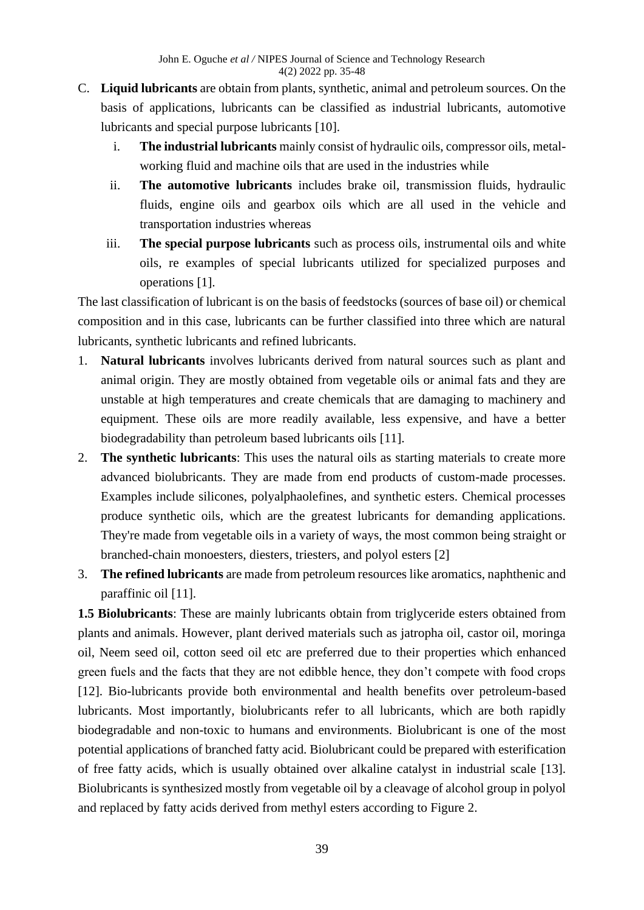C. **Liquid lubricants** are obtain from plants, synthetic, animal and petroleum sources. On the basis of applications, lubricants can be classified as industrial lubricants, automotive lubricants and special purpose lubricants [10].

   i. **The industrial lubricants** mainly consist of hydraulic oils, compressor oils, metal-working fluid and machine oils that are used in the industries while

   ii. **The automotive lubricants** includes brake oil, transmission fluids, hydraulic fluids, engine oils and gearbox oils which are all used in the vehicle and transportation industries whereas

   iii. **The special purpose lubricants** such as process oils, instrumental oils and white oils, re examples of special lubricants utilized for specialized purposes and operations [1].

The last classification of lubricant is on the basis of feedstocks (sources of base oil) or chemical composition and in this case, lubricants can be further classified into three which are natural lubricants, synthetic lubricants and refined lubricants.

1. **Natural lubricants** involves lubricants derived from natural sources such as plant and animal origin. They are mostly obtained from vegetable oils or animal fats and they are unstable at high temperatures and create chemicals that are damaging to machinery and equipment. These oils are more readily available, less expensive, and have a better biodegradability than petroleum based lubricants oils [11].
2. **The synthetic lubricants**: This uses the natural oils as starting materials to create more advanced biolubricants. They are made from end products of custom-made processes. Examples include silicones, polyalphaolefines, and synthetic esters. Chemical processes produce synthetic oils, which are the greatest lubricants for demanding applications. They're made from vegetable oils in a variety of ways, the most common being straight or branched-chain monoesters, diesters, triesters, and polyol esters [2]
3. **The refined lubricants** are made from petroleum resources like aromatics, naphthenic and paraffinic oil [11].

**1.5 Biolubricants**: These are mainly lubricants obtain from triglyceride esters obtained from plants and animals. However, plant derived materials such as jatropha oil, castor oil, moringa oil, Neem seed oil, cotton seed oil etc are preferred due to their properties which enhanced green fuels and the facts that they are not edibble hence, they don't compete with food crops [12]. Bio-lubricants provide both environmental and health benefits over petroleum-based lubricants. Most importantly, biolubricants refer to all lubricants, which are both rapidly biodegradable and non-toxic to humans and environments. Biolubricant is one of the most potential applications of branched fatty acid. Biolubricant could be prepared with esterification of free fatty acids, which is usually obtained over alkaline catalyst in industrial scale [13]. Biolubricants is synthesized mostly from vegetable oil by a cleavage of alcohol group in polyol and replaced by fatty acids derived from methyl esters according to Figure 2.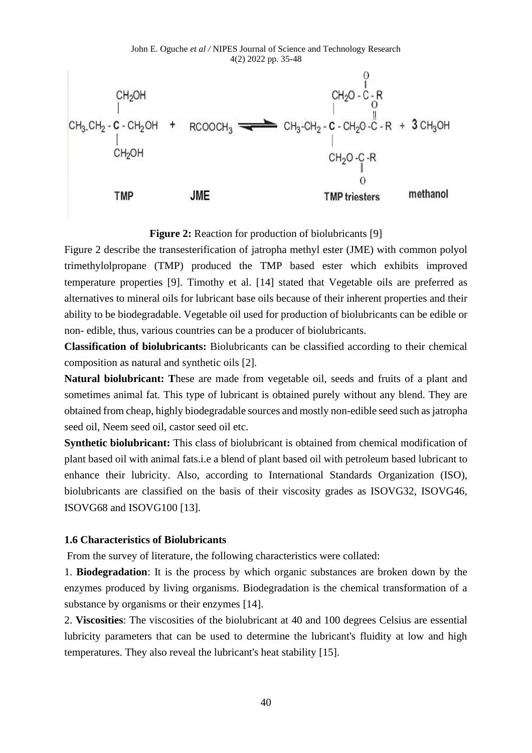$$CH_3CH_2-C(CH_2OH)_3 + RCOOCH_3 \rightleftharpoons CH_3-CH_2-C(CH_2O-CO-R)_3 + 3\,CH_3OH$$

TMP + JME ⇌ TMP triesters + methanol

**Figure 2:** Reaction for production of biolubricants [9]

Figure 2 describe the transesterification of jatropha methyl ester (JME) with common polyol trimethylolpropane (TMP) produced the TMP based ester which exhibits improved temperature properties [9]. Timothy et al. [14] stated that Vegetable oils are preferred as alternatives to mineral oils for lubricant base oils because of their inherent properties and their ability to be biodegradable. Vegetable oil used for production of biolubricants can be edible or non- edible, thus, various countries can be a producer of biolubricants.

**Classification of biolubricants:** Biolubricants can be classified according to their chemical composition as natural and synthetic oils [2].

**Natural biolubricant: T**hese are made from vegetable oil, seeds and fruits of a plant and sometimes animal fat. This type of lubricant is obtained purely without any blend. They are obtained from cheap, highly biodegradable sources and mostly non-edible seed such as jatropha seed oil, Neem seed oil, castor seed oil etc.

**Synthetic biolubricant:** This class of biolubricant is obtained from chemical modification of plant based oil with animal fats.i.e a blend of plant based oil with petroleum based lubricant to enhance their lubricity. Also, according to International Standards Organization (ISO), biolubricants are classified on the basis of their viscosity grades as ISOVG32, ISOVG46, ISOVG68 and ISOVG100 [13].

### 1.6 Characteristics of Biolubricants

From the survey of literature, the following characteristics were collated:

1. **Biodegradation**: It is the process by which organic substances are broken down by the enzymes produced by living organisms. Biodegradation is the chemical transformation of a substance by organisms or their enzymes [14].

2. **Viscosities**: The viscosities of the biolubricant at 40 and 100 degrees Celsius are essential lubricity parameters that can be used to determine the lubricant's fluidity at low and high temperatures. They also reveal the lubricant's heat stability [15].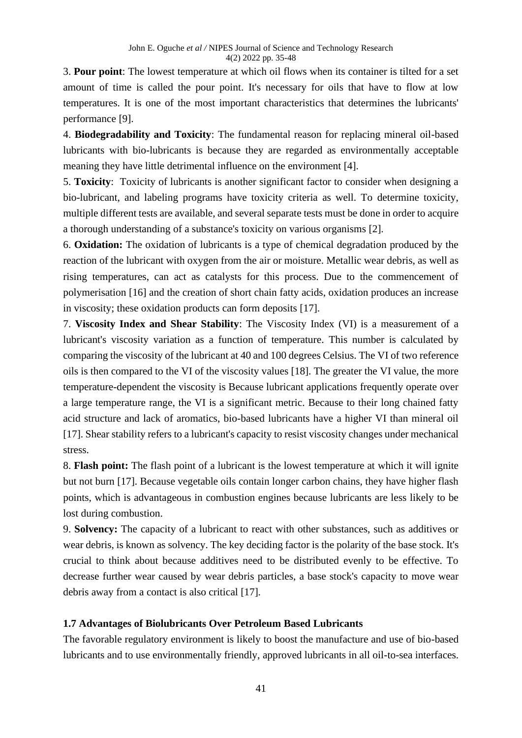3. **Pour point**: The lowest temperature at which oil flows when its container is tilted for a set amount of time is called the pour point. It's necessary for oils that have to flow at low temperatures. It is one of the most important characteristics that determines the lubricants' performance [9].

4. **Biodegradability and Toxicity**: The fundamental reason for replacing mineral oil-based lubricants with bio-lubricants is because they are regarded as environmentally acceptable meaning they have little detrimental influence on the environment [4].

5. **Toxicity**: Toxicity of lubricants is another significant factor to consider when designing a bio-lubricant, and labeling programs have toxicity criteria as well. To determine toxicity, multiple different tests are available, and several separate tests must be done in order to acquire a thorough understanding of a substance's toxicity on various organisms [2].

6. **Oxidation:** The oxidation of lubricants is a type of chemical degradation produced by the reaction of the lubricant with oxygen from the air or moisture. Metallic wear debris, as well as rising temperatures, can act as catalysts for this process. Due to the commencement of polymerisation [16] and the creation of short chain fatty acids, oxidation produces an increase in viscosity; these oxidation products can form deposits [17].

7. **Viscosity Index and Shear Stability**: The Viscosity Index (VI) is a measurement of a lubricant's viscosity variation as a function of temperature. This number is calculated by comparing the viscosity of the lubricant at 40 and 100 degrees Celsius. The VI of two reference oils is then compared to the VI of the viscosity values [18]. The greater the VI value, the more temperature-dependent the viscosity is Because lubricant applications frequently operate over a large temperature range, the VI is a significant metric. Because to their long chained fatty acid structure and lack of aromatics, bio-based lubricants have a higher VI than mineral oil [17]. Shear stability refers to a lubricant's capacity to resist viscosity changes under mechanical stress.

8. **Flash point:** The flash point of a lubricant is the lowest temperature at which it will ignite but not burn [17]. Because vegetable oils contain longer carbon chains, they have higher flash points, which is advantageous in combustion engines because lubricants are less likely to be lost during combustion.

9. **Solvency:** The capacity of a lubricant to react with other substances, such as additives or wear debris, is known as solvency. The key deciding factor is the polarity of the base stock. It's crucial to think about because additives need to be distributed evenly to be effective. To decrease further wear caused by wear debris particles, a base stock's capacity to move wear debris away from a contact is also critical [17].

### 1.7 Advantages of Biolubricants Over Petroleum Based Lubricants

The favorable regulatory environment is likely to boost the manufacture and use of bio-based lubricants and to use environmentally friendly, approved lubricants in all oil-to-sea interfaces.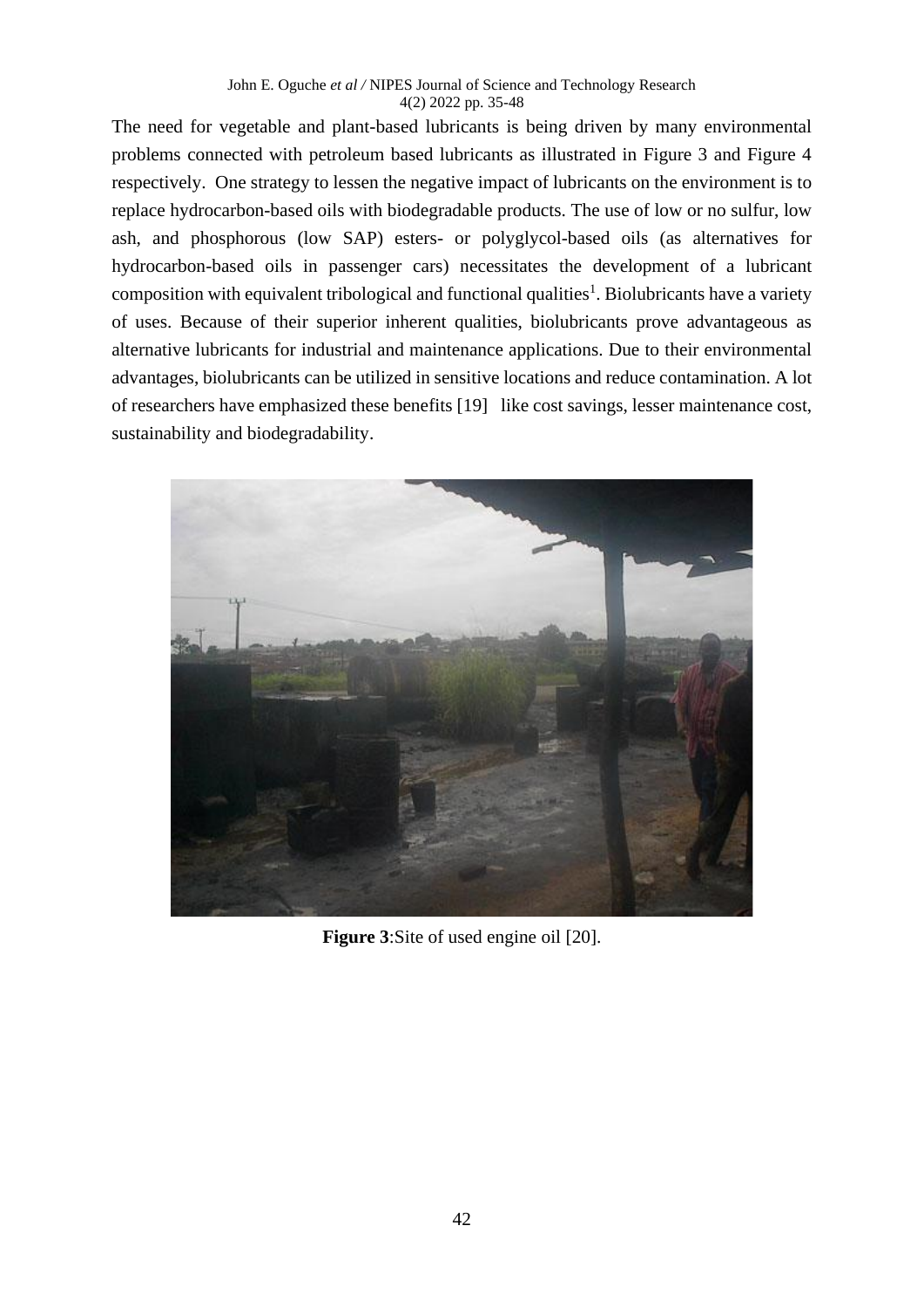The need for vegetable and plant-based lubricants is being driven by many environmental problems connected with petroleum based lubricants as illustrated in Figure 3 and Figure 4 respectively. One strategy to lessen the negative impact of lubricants on the environment is to replace hydrocarbon-based oils with biodegradable products. The use of low or no sulfur, low ash, and phosphorous (low SAP) esters- or polyglycol-based oils (as alternatives for hydrocarbon-based oils in passenger cars) necessitates the development of a lubricant composition with equivalent tribological and functional qualities[1]. Biolubricants have a variety of uses. Because of their superior inherent qualities, biolubricants prove advantageous as alternative lubricants for industrial and maintenance applications. Due to their environmental advantages, biolubricants can be utilized in sensitive locations and reduce contamination. A lot of researchers have emphasized these benefits [19] like cost savings, lesser maintenance cost, sustainability and biodegradability.

**Figure 3**:Site of used engine oil [20].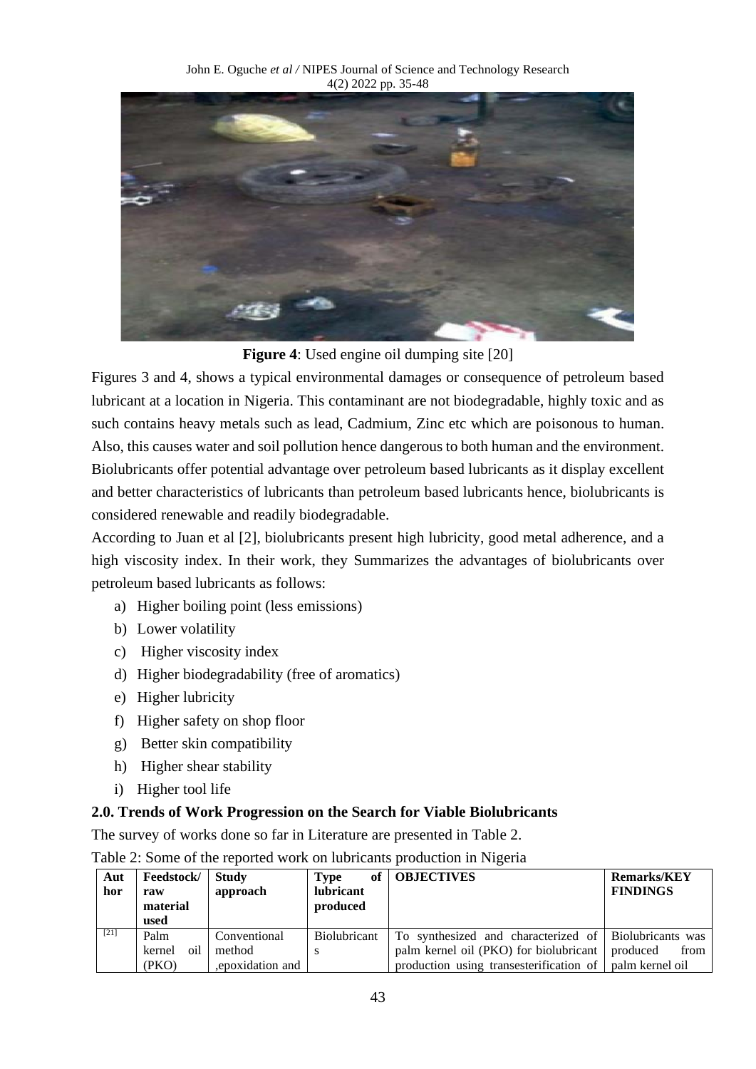**Figure 4**: Used engine oil dumping site [20]

Figures 3 and 4, shows a typical environmental damages or consequence of petroleum based lubricant at a location in Nigeria. This contaminant are not biodegradable, highly toxic and as such contains heavy metals such as lead, Cadmium, Zinc etc which are poisonous to human. Also, this causes water and soil pollution hence dangerous to both human and the environment. Biolubricants offer potential advantage over petroleum based lubricants as it display excellent and better characteristics of lubricants than petroleum based lubricants hence, biolubricants is considered renewable and readily biodegradable.

According to Juan et al [2], biolubricants present high lubricity, good metal adherence, and a high viscosity index. In their work, they Summarizes the advantages of biolubricants over petroleum based lubricants as follows:

a) Higher boiling point (less emissions)
b) Lower volatility
c) Higher viscosity index
d) Higher biodegradability (free of aromatics)
e) Higher lubricity
f) Higher safety on shop floor
g) Better skin compatibility
h) Higher shear stability
i) Higher tool life

## 2.0. Trends of Work Progression on the Search for Viable Biolubricants

The survey of works done so far in Literature are presented in Table 2.

Table 2: Some of the reported work on lubricants production in Nigeria

| Author | Feedstock/ raw material used | Study approach | Type of lubricant produced | OBJECTIVES | Remarks/KEY FINDINGS |
|---|---|---|---|---|---|
| [21] | Palm kernel oil (PKO) | Conventional method ,epoxidation and | Biolubricants | To synthesized and characterized of palm kernel oil (PKO) for biolubricant production using transesterification of | Biolubricants was produced from palm kernel oil |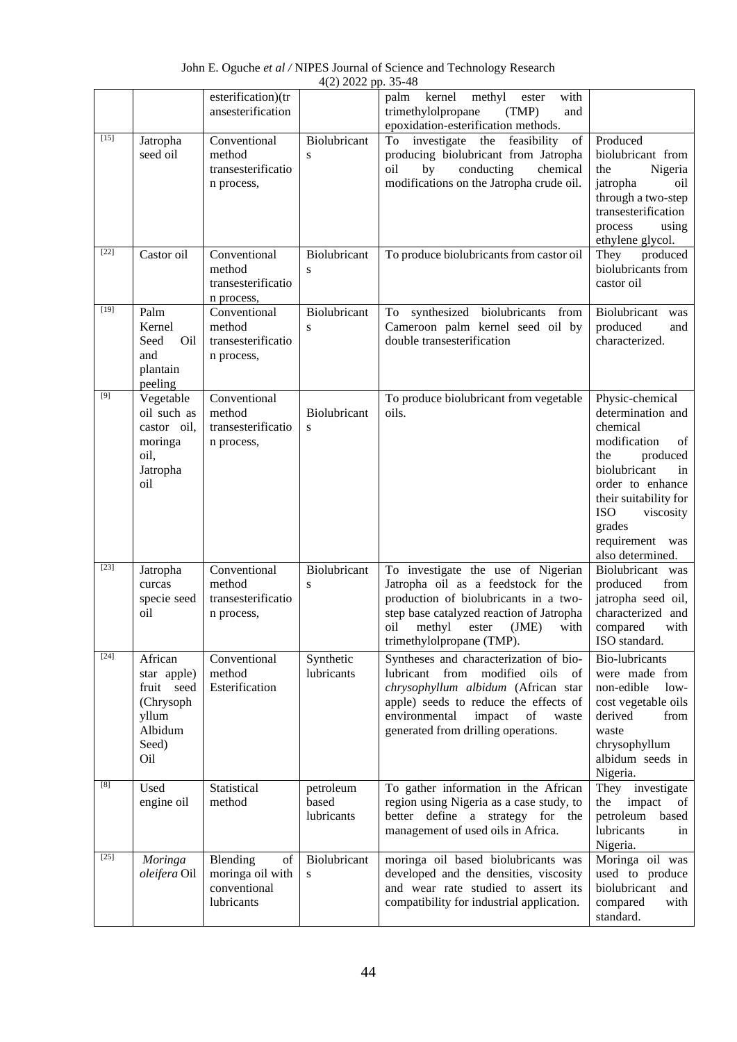| | | esterification)(transesterification | | palm kernel methyl ester with trimethylolpropane (TMP) and epoxidation-esterification methods. | |
|---|---|---|---|---|---|
| [15] | Jatropha seed oil | Conventional method transesterification process, | Biolubricants | To investigate the feasibility of producing biolubricant from Jatropha oil by conducting chemical modifications on the Jatropha crude oil. | Produced biolubricant from the Nigeria jatropha oil through a two-step transesterification process using ethylene glycol. |
| [22] | Castor oil | Conventional method transesterification process, | Biolubricants | To produce biolubricants from castor oil | They produced biolubricants from castor oil |
| [19] | Palm Kernel Seed Oil and plantain peeling | Conventional method transesterification process, | Biolubricants | To synthesized biolubricants from Cameroon palm kernel seed oil by double transesterification | Biolubricant was produced and characterized. |
| [9] | Vegetable oil such as castor oil, moringa oil, Jatropha oil | Conventional method transesterification process, | Biolubricants | To produce biolubricant from vegetable oils. | Physic-chemical determination and chemical modification of the produced biolubricant in order to enhance their suitability for ISO viscosity grades requirement was also determined. |
| [23] | Jatropha curcas specie seed oil | Conventional method transesterification process, | Biolubricants | To investigate the use of Nigerian Jatropha oil as a feedstock for the production of biolubricants in a two-step base catalyzed reaction of Jatropha oil methyl ester (JME) with trimethylolpropane (TMP). | Biolubricant was produced from jatropha seed oil, characterized and compared with ISO standard. |
| [24] | African star apple) fruit seed (Chrysophyllum Albidum Seed) Oil | Conventional method Esterification | Synthetic lubricants | Syntheses and characterization of bio-lubricant from modified oils of *chrysophyllum albidum* (African star apple) seeds to reduce the effects of environmental impact of waste generated from drilling operations. | Bio-lubricants were made from non-edible low-cost vegetable oils derived from waste chrysophyllum albidum seeds in Nigeria. |
| [8] | Used engine oil | Statistical method | petroleum based lubricants | To gather information in the African region using Nigeria as a case study, to better define a strategy for the management of used oils in Africa. | They investigate the impact of petroleum based lubricants in Nigeria. |
| [25] | *Moringa oleifera* Oil | Blending of moringa oil with conventional lubricants | Biolubricants | moringa oil based biolubricants was developed and the densities, viscosity and wear rate studied to assert its compatibility for industrial application. | Moringa oil was used to produce biolubricant and compared with standard. |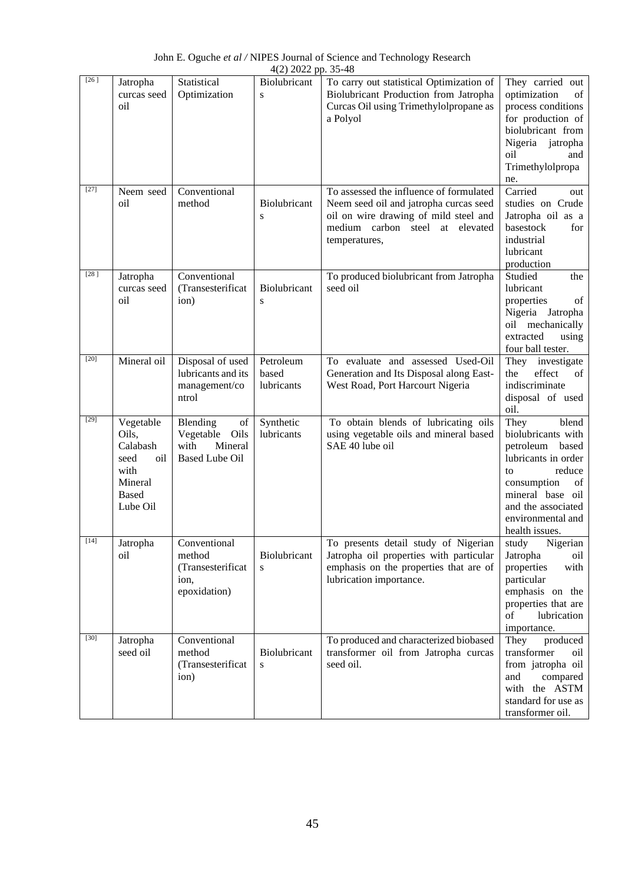| [26] | Jatropha curcas seed oil | Statistical Optimization | Biolubricants | To carry out statistical Optimization of Biolubricant Production from Jatropha Curcas Oil using Trimethylolpropane as a Polyol | They carried out optimization of process conditions for production of biolubricant from Nigeria jatropha oil and Trimethylolpropane. |
|---|---|---|---|---|---|
| [27] | Neem seed oil | Conventional method | Biolubricants | To assessed the influence of formulated Neem seed oil and jatropha curcas seed oil on wire drawing of mild steel and medium carbon steel at elevated temperatures, | Carried out studies on Crude Jatropha oil as a basestock for industrial lubricant production |
| [28] | Jatropha curcas seed oil | Conventional (Transesterification) | Biolubricants | To produced biolubricant from Jatropha seed oil | Studied the lubricant properties of Nigeria Jatropha oil mechanically extracted using four ball tester. |
| [20] | Mineral oil | Disposal of used lubricants and its management/control | Petroleum based lubricants | To evaluate and assessed Used-Oil Generation and Its Disposal along East-West Road, Port Harcourt Nigeria | They investigate the effect of indiscriminate disposal of used oil. |
| [29] | Vegetable Oils, Calabash seed oil with Mineral Based Lube Oil | Blending of Vegetable Oils with Mineral Based Lube Oil | Synthetic lubricants | To obtain blends of lubricating oils using vegetable oils and mineral based SAE 40 lube oil | They blend biolubricants with petroleum based lubricants in order to reduce consumption of mineral base oil and the associated environmental and health issues. |
| [14] | Jatropha oil | Conventional method (Transesterification, epoxidation) | Biolubricants | To presents detail study of Nigerian Jatropha oil properties with particular emphasis on the properties that are of lubrication importance. | study Nigerian Jatropha oil properties with particular emphasis on the properties that are of lubrication importance. |
| [30] | Jatropha seed oil | Conventional method (Transesterification) | Biolubricants | To produced and characterized biobased transformer oil from Jatropha curcas seed oil. | They produced transformer oil from jatropha oil and compared with the ASTM standard for use as transformer oil. |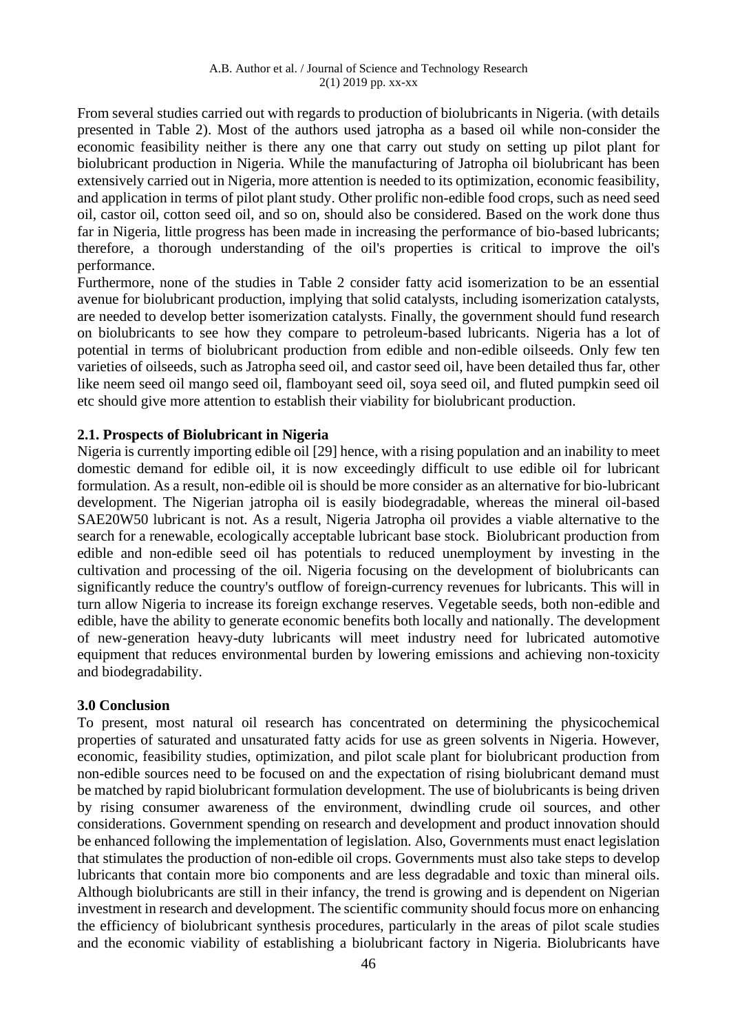From several studies carried out with regards to production of biolubricants in Nigeria. (with details presented in Table 2). Most of the authors used jatropha as a based oil while non-consider the economic feasibility neither is there any one that carry out study on setting up pilot plant for biolubricant production in Nigeria. While the manufacturing of Jatropha oil biolubricant has been extensively carried out in Nigeria, more attention is needed to its optimization, economic feasibility, and application in terms of pilot plant study. Other prolific non-edible food crops, such as need seed oil, castor oil, cotton seed oil, and so on, should also be considered. Based on the work done thus far in Nigeria, little progress has been made in increasing the performance of bio-based lubricants; therefore, a thorough understanding of the oil's properties is critical to improve the oil's performance.

Furthermore, none of the studies in Table 2 consider fatty acid isomerization to be an essential avenue for biolubricant production, implying that solid catalysts, including isomerization catalysts, are needed to develop better isomerization catalysts. Finally, the government should fund research on biolubricants to see how they compare to petroleum-based lubricants. Nigeria has a lot of potential in terms of biolubricant production from edible and non-edible oilseeds. Only few ten varieties of oilseeds, such as Jatropha seed oil, and castor seed oil, have been detailed thus far, other like neem seed oil mango seed oil, flamboyant seed oil, soya seed oil, and fluted pumpkin seed oil etc should give more attention to establish their viability for biolubricant production.

### 2.1. Prospects of Biolubricant in Nigeria

Nigeria is currently importing edible oil [29] hence, with a rising population and an inability to meet domestic demand for edible oil, it is now exceedingly difficult to use edible oil for lubricant formulation. As a result, non-edible oil is should be more consider as an alternative for bio-lubricant development. The Nigerian jatropha oil is easily biodegradable, whereas the mineral oil-based SAE20W50 lubricant is not. As a result, Nigeria Jatropha oil provides a viable alternative to the search for a renewable, ecologically acceptable lubricant base stock. Biolubricant production from edible and non-edible seed oil has potentials to reduced unemployment by investing in the cultivation and processing of the oil. Nigeria focusing on the development of biolubricants can significantly reduce the country's outflow of foreign-currency revenues for lubricants. This will in turn allow Nigeria to increase its foreign exchange reserves. Vegetable seeds, both non-edible and edible, have the ability to generate economic benefits both locally and nationally. The development of new-generation heavy-duty lubricants will meet industry need for lubricated automotive equipment that reduces environmental burden by lowering emissions and achieving non-toxicity and biodegradability.

## 3.0 Conclusion

To present, most natural oil research has concentrated on determining the physicochemical properties of saturated and unsaturated fatty acids for use as green solvents in Nigeria. However, economic, feasibility studies, optimization, and pilot scale plant for biolubricant production from non-edible sources need to be focused on and the expectation of rising biolubricant demand must be matched by rapid biolubricant formulation development. The use of biolubricants is being driven by rising consumer awareness of the environment, dwindling crude oil sources, and other considerations. Government spending on research and development and product innovation should be enhanced following the implementation of legislation. Also, Governments must enact legislation that stimulates the production of non-edible oil crops. Governments must also take steps to develop lubricants that contain more bio components and are less degradable and toxic than mineral oils. Although biolubricants are still in their infancy, the trend is growing and is dependent on Nigerian investment in research and development. The scientific community should focus more on enhancing the efficiency of biolubricant synthesis procedures, particularly in the areas of pilot scale studies and the economic viability of establishing a biolubricant factory in Nigeria. Biolubricants have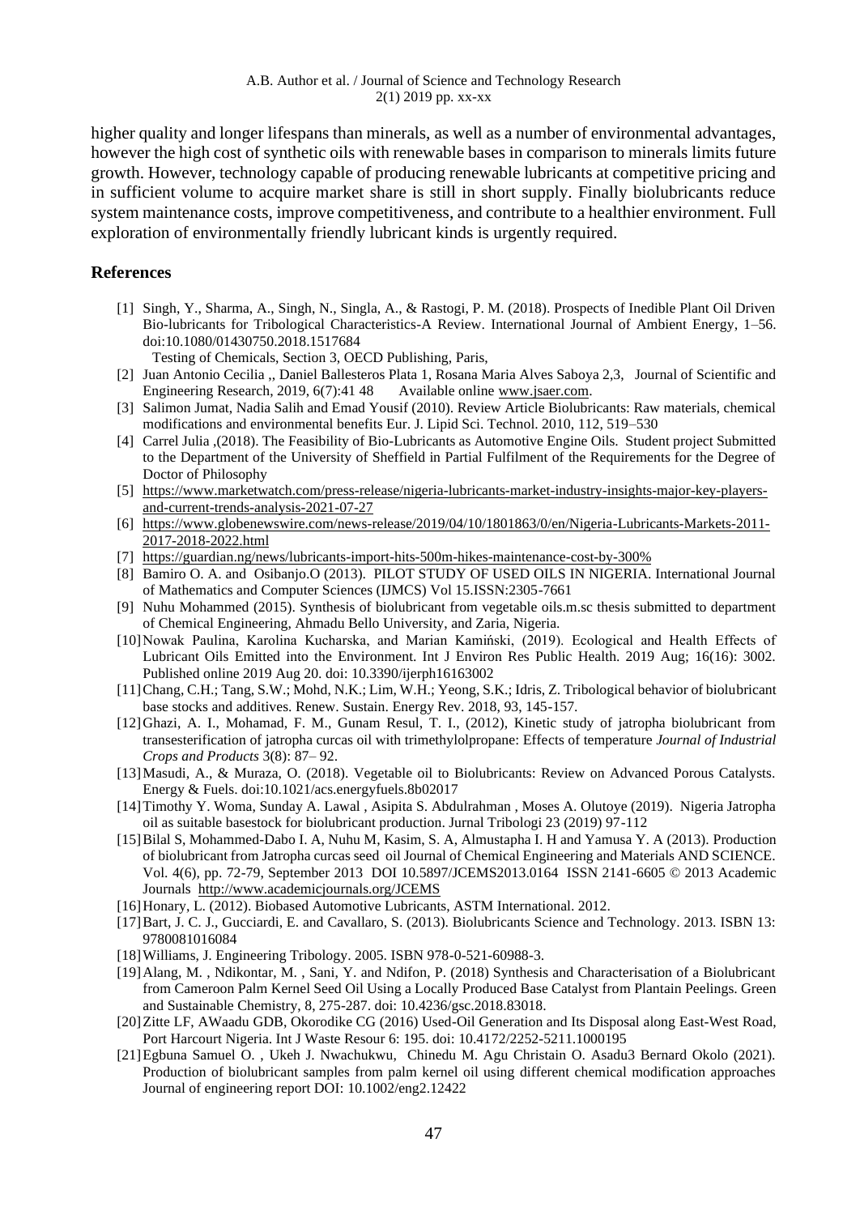higher quality and longer lifespans than minerals, as well as a number of environmental advantages, however the high cost of synthetic oils with renewable bases in comparison to minerals limits future growth. However, technology capable of producing renewable lubricants at competitive pricing and in sufficient volume to acquire market share is still in short supply. Finally biolubricants reduce system maintenance costs, improve competitiveness, and contribute to a healthier environment. Full exploration of environmentally friendly lubricant kinds is urgently required.

## References

[1] Singh, Y., Sharma, A., Singh, N., Singla, A., & Rastogi, P. M. (2018). Prospects of Inedible Plant Oil Driven Bio-lubricants for Tribological Characteristics-A Review. International Journal of Ambient Energy, 1–56. doi:10.1080/01430750.2018.1517684
Testing of Chemicals, Section 3, OECD Publishing, Paris,

[2] Juan Antonio Cecilia ,, Daniel Ballesteros Plata 1, Rosana Maria Alves Saboya 2,3, Journal of Scientific and Engineering Research, 2019, 6(7):41 48 Available online www.jsaer.com.

[3] Salimon Jumat, Nadia Salih and Emad Yousif (2010). Review Article Biolubricants: Raw materials, chemical modifications and environmental benefits Eur. J. Lipid Sci. Technol. 2010, 112, 519–530

[4] Carrel Julia ,(2018). The Feasibility of Bio-Lubricants as Automotive Engine Oils. Student project Submitted to the Department of the University of Sheffield in Partial Fulfilment of the Requirements for the Degree of Doctor of Philosophy

[5] https://www.marketwatch.com/press-release/nigeria-lubricants-market-industry-insights-major-key-players-and-current-trends-analysis-2021-07-27

[6] https://www.globenewswire.com/news-release/2019/04/10/1801863/0/en/Nigeria-Lubricants-Markets-2011-2017-2018-2022.html

[7] https://guardian.ng/news/lubricants-import-hits-500m-hikes-maintenance-cost-by-300%

[8] Bamiro O. A. and Osibanjo.O (2013). PILOT STUDY OF USED OILS IN NIGERIA. International Journal of Mathematics and Computer Sciences (IJMCS) Vol 15.ISSN:2305-7661

[9] Nuhu Mohammed (2015). Synthesis of biolubricant from vegetable oils.m.sc thesis submitted to department of Chemical Engineering, Ahmadu Bello University, and Zaria, Nigeria.

[10] Nowak Paulina, Karolina Kucharska, and Marian Kamiński, (2019). Ecological and Health Effects of Lubricant Oils Emitted into the Environment. Int J Environ Res Public Health. 2019 Aug; 16(16): 3002. Published online 2019 Aug 20. doi: 10.3390/ijerph16163002

[11] Chang, C.H.; Tang, S.W.; Mohd, N.K.; Lim, W.H.; Yeong, S.K.; Idris, Z. Tribological behavior of biolubricant base stocks and additives. Renew. Sustain. Energy Rev. 2018, 93, 145-157.

[12] Ghazi, A. I., Mohamad, F. M., Gunam Resul, T. I., (2012), Kinetic study of jatropha biolubricant from transesterification of jatropha curcas oil with trimethylolpropane: Effects of temperature *Journal of Industrial Crops and Products* 3(8): 87– 92.

[13] Masudi, A., & Muraza, O. (2018). Vegetable oil to Biolubricants: Review on Advanced Porous Catalysts. Energy & Fuels. doi:10.1021/acs.energyfuels.8b02017

[14] Timothy Y. Woma, Sunday A. Lawal , Asipita S. Abdulrahman , Moses A. Olutoye (2019). Nigeria Jatropha oil as suitable basestock for biolubricant production. Jurnal Tribologi 23 (2019) 97-112

[15] Bilal S, Mohammed-Dabo I. A, Nuhu M, Kasim, S. A, Almustapha I. H and Yamusa Y. A (2013). Production of biolubricant from Jatropha curcas seed oil Journal of Chemical Engineering and Materials AND SCIENCE. Vol. 4(6), pp. 72-79, September 2013 DOI 10.5897/JCEMS2013.0164 ISSN 2141-6605 © 2013 Academic Journals http://www.academicjournals.org/JCEMS

[16] Honary, L. (2012). Biobased Automotive Lubricants, ASTM International. 2012.

[17] Bart, J. C. J., Gucciardi, E. and Cavallaro, S. (2013). Biolubricants Science and Technology. 2013. ISBN 13: 9780081016084

[18] Williams, J. Engineering Tribology. 2005. ISBN 978-0-521-60988-3.

[19] Alang, M. , Ndikontar, M. , Sani, Y. and Ndifon, P. (2018) Synthesis and Characterisation of a Biolubricant from Cameroon Palm Kernel Seed Oil Using a Locally Produced Base Catalyst from Plantain Peelings. Green and Sustainable Chemistry, 8, 275-287. doi: 10.4236/gsc.2018.83018.

[20] Zitte LF, AWaadu GDB, Okorodike CG (2016) Used-Oil Generation and Its Disposal along East-West Road, Port Harcourt Nigeria. Int J Waste Resour 6: 195. doi: 10.4172/2252-5211.1000195

[21] Egbuna Samuel O. , Ukeh J. Nwachukwu, Chinedu M. Agu Christain O. Asadu3 Bernard Okolo (2021). Production of biolubricant samples from palm kernel oil using different chemical modification approaches Journal of engineering report DOI: 10.1002/eng2.12422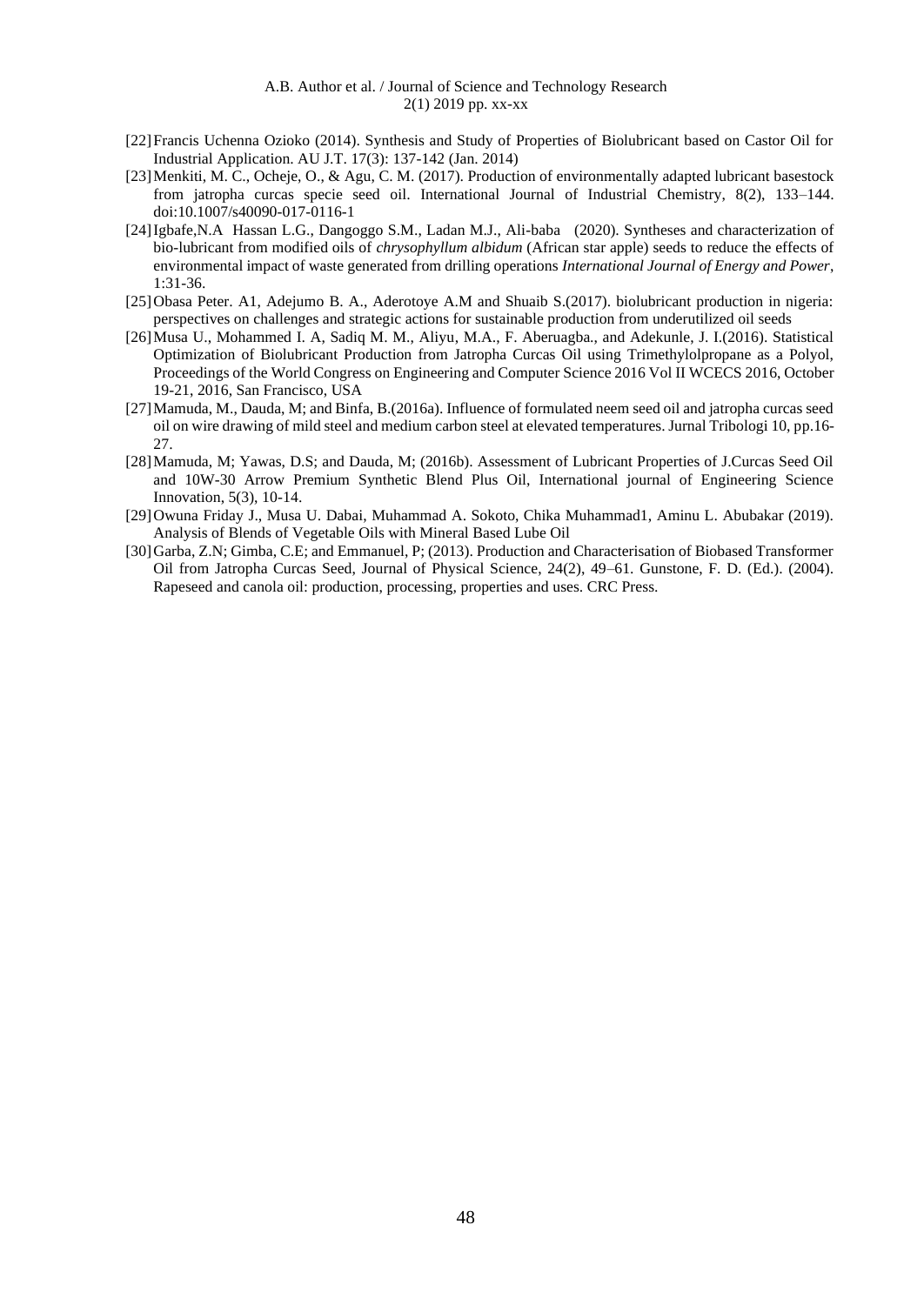[22] Francis Uchenna Ozioko (2014). Synthesis and Study of Properties of Biolubricant based on Castor Oil for Industrial Application. AU J.T. 17(3): 137-142 (Jan. 2014)

[23] Menkiti, M. C., Ocheje, O., & Agu, C. M. (2017). Production of environmentally adapted lubricant basestock from jatropha curcas specie seed oil. International Journal of Industrial Chemistry, 8(2), 133–144. doi:10.1007/s40090-017-0116-1

[24] Igbafe,N.A Hassan L.G., Dangoggo S.M., Ladan M.J., Ali-baba (2020). Syntheses and characterization of bio-lubricant from modified oils of *chrysophyllum albidum* (African star apple) seeds to reduce the effects of environmental impact of waste generated from drilling operations *International Journal of Energy and Power*, 1:31-36.

[25] Obasa Peter. A1, Adejumo B. A., Aderotoye A.M and Shuaib S.(2017). biolubricant production in nigeria: perspectives on challenges and strategic actions for sustainable production from underutilized oil seeds

[26] Musa U., Mohammed I. A, Sadiq M. M., Aliyu, M.A., F. Aberuagba., and Adekunle, J. I.(2016). Statistical Optimization of Biolubricant Production from Jatropha Curcas Oil using Trimethylolpropane as a Polyol, Proceedings of the World Congress on Engineering and Computer Science 2016 Vol II WCECS 2016, October 19-21, 2016, San Francisco, USA

[27] Mamuda, M., Dauda, M; and Binfa, B.(2016a). Influence of formulated neem seed oil and jatropha curcas seed oil on wire drawing of mild steel and medium carbon steel at elevated temperatures. Jurnal Tribologi 10, pp.16-27.

[28] Mamuda, M; Yawas, D.S; and Dauda, M; (2016b). Assessment of Lubricant Properties of J.Curcas Seed Oil and 10W-30 Arrow Premium Synthetic Blend Plus Oil, International journal of Engineering Science Innovation, 5(3), 10-14.

[29] Owuna Friday J., Musa U. Dabai, Muhammad A. Sokoto, Chika Muhammad1, Aminu L. Abubakar (2019). Analysis of Blends of Vegetable Oils with Mineral Based Lube Oil

[30] Garba, Z.N; Gimba, C.E; and Emmanuel, P; (2013). Production and Characterisation of Biobased Transformer Oil from Jatropha Curcas Seed, Journal of Physical Science, 24(2), 49–61. Gunstone, F. D. (Ed.). (2004). Rapeseed and canola oil: production, processing, properties and uses. CRC Press.